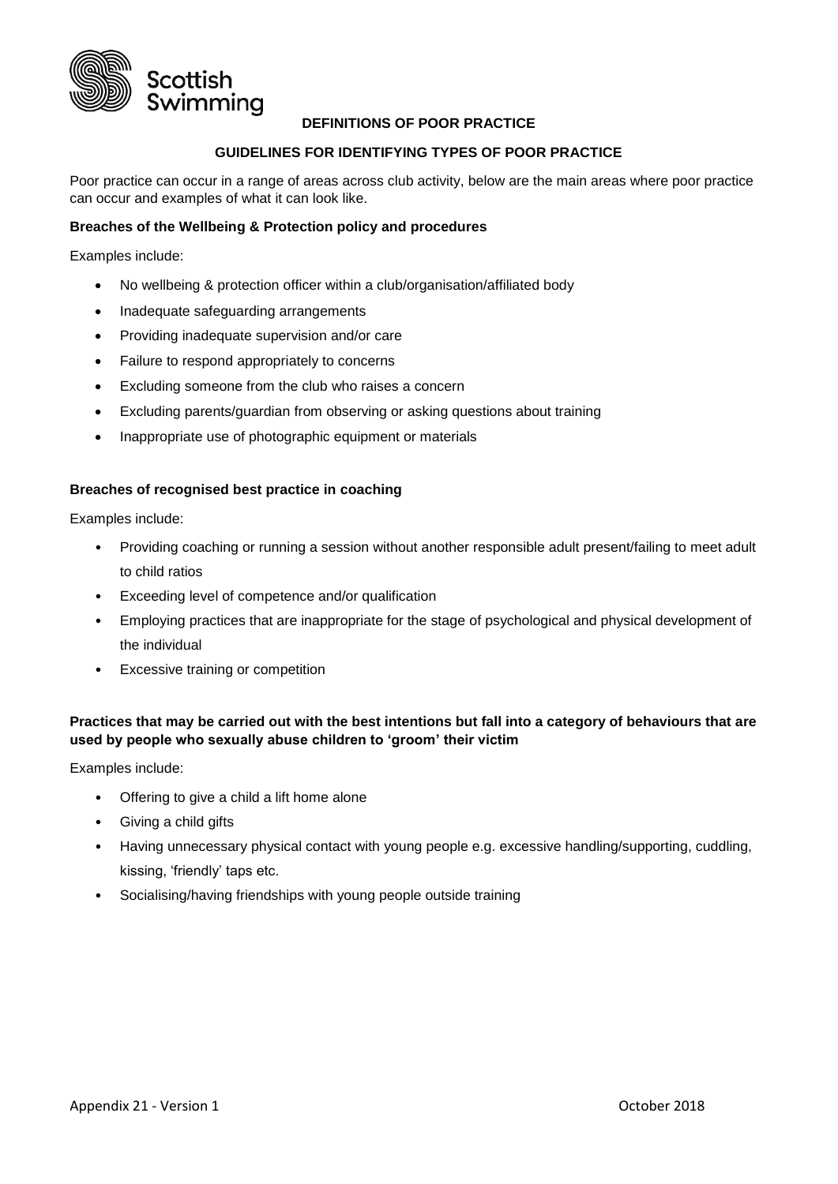Scottish Swimming

## DEFINITIONS OF POOR PRACTICE

### GUIDELINES FOR IDENTIFYING TYPES OF POOR PRACTICE

Poor practice can occur in a range of areas across club activity, below are the main areas where poor practice can occur and examples of what it can look like.

**Breaches of the Wellbeing & Protection policy and procedures**

Examples include:

- No wellbeing & protection officer within a club/organisation/affiliated body
- Inadequate safeguarding arrangements
- Providing inadequate supervision and/or care
- Failure to respond appropriately to concerns
- Excluding someone from the club who raises a concern
- Excluding parents/guardian from observing or asking questions about training
- Inappropriate use of photographic equipment or materials

**Breaches of recognised best practice in coaching**

Examples include:

- Providing coaching or running a session without another responsible adult present/failing to meet adult to child ratios
- Exceeding level of competence and/or qualification
- Employing practices that are inappropriate for the stage of psychological and physical development of the individual
- Excessive training or competition

**Practices that may be carried out with the best intentions but fall into a category of behaviours that are used by people who sexually abuse children to 'groom' their victim**

Examples include:

- Offering to give a child a lift home alone
- Giving a child gifts
- Having unnecessary physical contact with young people e.g. excessive handling/supporting, cuddling, kissing, 'friendly' taps etc.
- Socialising/having friendships with young people outside training

Appendix 21 - Version 1 October 2018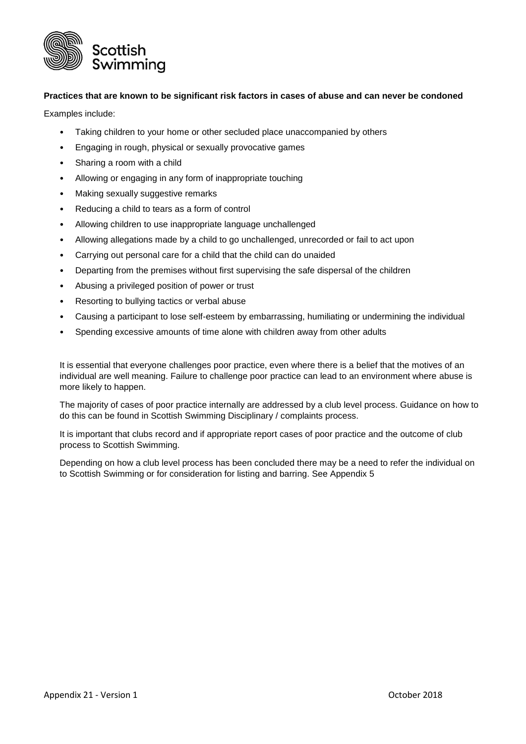**Practices that are known to be significant risk factors in cases of abuse and can never be condoned**

Examples include:

- Taking children to your home or other secluded place unaccompanied by others
- Engaging in rough, physical or sexually provocative games
- Sharing a room with a child
- Allowing or engaging in any form of inappropriate touching
- Making sexually suggestive remarks
- Reducing a child to tears as a form of control
- Allowing children to use inappropriate language unchallenged
- Allowing allegations made by a child to go unchallenged, unrecorded or fail to act upon
- Carrying out personal care for a child that the child can do unaided
- Departing from the premises without first supervising the safe dispersal of the children
- Abusing a privileged position of power or trust
- Resorting to bullying tactics or verbal abuse
- Causing a participant to lose self-esteem by embarrassing, humiliating or undermining the individual
- Spending excessive amounts of time alone with children away from other adults

It is essential that everyone challenges poor practice, even where there is a belief that the motives of an individual are well meaning. Failure to challenge poor practice can lead to an environment where abuse is more likely to happen.

The majority of cases of poor practice internally are addressed by a club level process. Guidance on how to do this can be found in Scottish Swimming Disciplinary / complaints process.

It is important that clubs record and if appropriate report cases of poor practice and the outcome of club process to Scottish Swimming.

Depending on how a club level process has been concluded there may be a need to refer the individual on to Scottish Swimming or for consideration for listing and barring. See Appendix 5